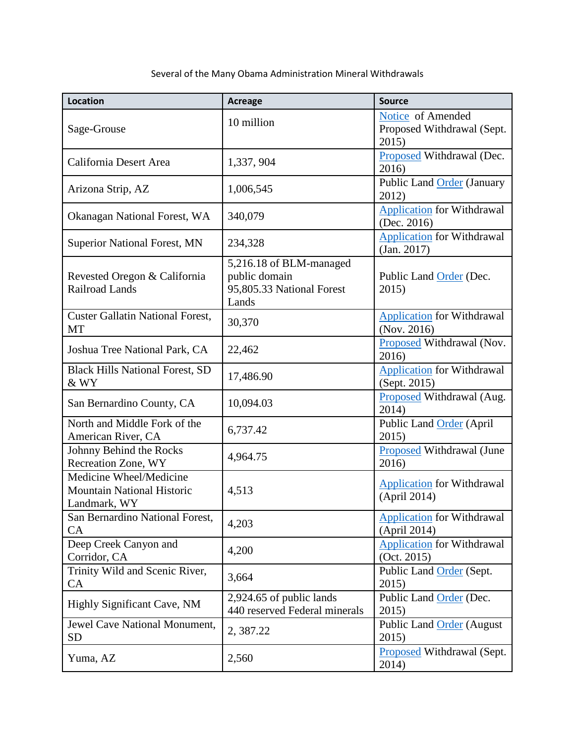Several of the Many Obama Administration Mineral Withdrawals

| Location | Acreage | Source |
|---|---|---|
| Sage-Grouse | 10 million | Notice of Amended Proposed Withdrawal (Sept. 2015) |
| California Desert Area | 1,337, 904 | Proposed Withdrawal (Dec. 2016) |
| Arizona Strip, AZ | 1,006,545 | Public Land Order (January 2012) |
| Okanagan National Forest, WA | 340,079 | Application for Withdrawal (Dec. 2016) |
| Superior National Forest, MN | 234,328 | Application for Withdrawal (Jan. 2017) |
| Revested Oregon & California Railroad Lands | 5,216.18 of BLM-managed public domain<br>95,805.33 National Forest Lands | Public Land Order (Dec. 2015) |
| Custer Gallatin National Forest, MT | 30,370 | Application for Withdrawal (Nov. 2016) |
| Joshua Tree National Park, CA | 22,462 | Proposed Withdrawal (Nov. 2016) |
| Black Hills National Forest, SD & WY | 17,486.90 | Application for Withdrawal (Sept. 2015) |
| San Bernardino County, CA | 10,094.03 | Proposed Withdrawal (Aug. 2014) |
| North and Middle Fork of the American River, CA | 6,737.42 | Public Land Order (April 2015) |
| Johnny Behind the Rocks Recreation Zone, WY | 4,964.75 | Proposed Withdrawal (June 2016) |
| Medicine Wheel/Medicine Mountain National Historic Landmark, WY | 4,513 | Application for Withdrawal (April 2014) |
| San Bernardino National Forest, CA | 4,203 | Application for Withdrawal (April 2014) |
| Deep Creek Canyon and Corridor, CA | 4,200 | Application for Withdrawal (Oct. 2015) |
| Trinity Wild and Scenic River, CA | 3,664 | Public Land Order (Sept. 2015) |
| Highly Significant Cave, NM | 2,924.65 of public lands<br>440 reserved Federal minerals | Public Land Order (Dec. 2015) |
| Jewel Cave National Monument, SD | 2, 387.22 | Public Land Order (August 2015) |
| Yuma, AZ | 2,560 | Proposed Withdrawal (Sept. 2014) |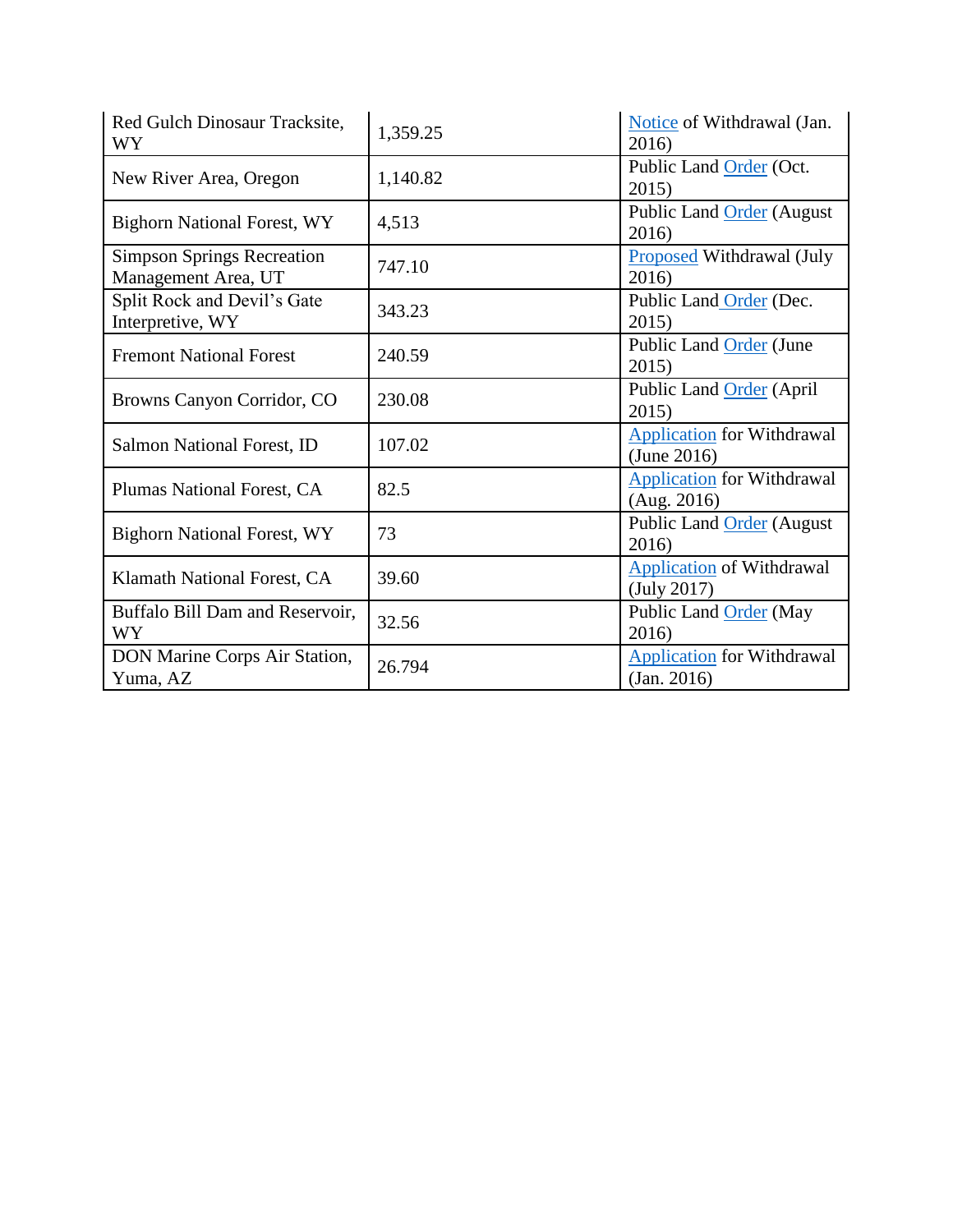| | | |
|---|---|---|
| Red Gulch Dinosaur Tracksite, WY | 1,359.25 | Notice of Withdrawal (Jan. 2016) |
| New River Area, Oregon | 1,140.82 | Public Land Order (Oct. 2015) |
| Bighorn National Forest, WY | 4,513 | Public Land Order (August 2016) |
| Simpson Springs Recreation Management Area, UT | 747.10 | Proposed Withdrawal (July 2016) |
| Split Rock and Devil's Gate Interpretive, WY | 343.23 | Public Land Order (Dec. 2015) |
| Fremont National Forest | 240.59 | Public Land Order (June 2015) |
| Browns Canyon Corridor, CO | 230.08 | Public Land Order (April 2015) |
| Salmon National Forest, ID | 107.02 | Application for Withdrawal (June 2016) |
| Plumas National Forest, CA | 82.5 | Application for Withdrawal (Aug. 2016) |
| Bighorn National Forest, WY | 73 | Public Land Order (August 2016) |
| Klamath National Forest, CA | 39.60 | Application of Withdrawal (July 2017) |
| Buffalo Bill Dam and Reservoir, WY | 32.56 | Public Land Order (May 2016) |
| DON Marine Corps Air Station, Yuma, AZ | 26.794 | Application for Withdrawal (Jan. 2016) |